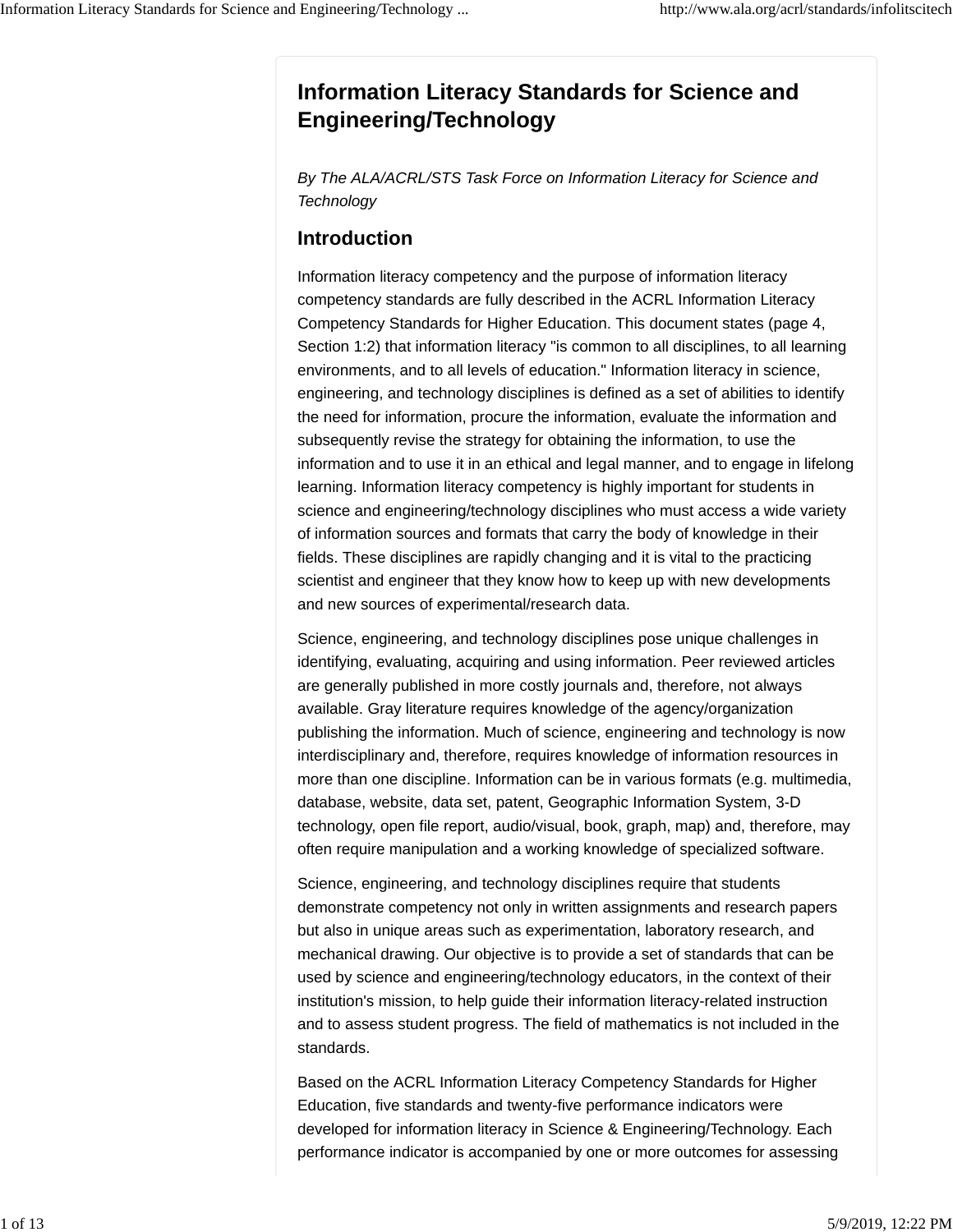# Information Literacy Standards for Science and Engineering/Technology

*By The ALA/ACRL/STS Task Force on Information Literacy for Science and Technology*

## Introduction

Information literacy competency and the purpose of information literacy competency standards are fully described in the ACRL Information Literacy Competency Standards for Higher Education. This document states (page 4, Section 1:2) that information literacy "is common to all disciplines, to all learning environments, and to all levels of education." Information literacy in science, engineering, and technology disciplines is defined as a set of abilities to identify the need for information, procure the information, evaluate the information and subsequently revise the strategy for obtaining the information, to use the information and to use it in an ethical and legal manner, and to engage in lifelong learning. Information literacy competency is highly important for students in science and engineering/technology disciplines who must access a wide variety of information sources and formats that carry the body of knowledge in their fields. These disciplines are rapidly changing and it is vital to the practicing scientist and engineer that they know how to keep up with new developments and new sources of experimental/research data.

Science, engineering, and technology disciplines pose unique challenges in identifying, evaluating, acquiring and using information. Peer reviewed articles are generally published in more costly journals and, therefore, not always available. Gray literature requires knowledge of the agency/organization publishing the information. Much of science, engineering and technology is now interdisciplinary and, therefore, requires knowledge of information resources in more than one discipline. Information can be in various formats (e.g. multimedia, database, website, data set, patent, Geographic Information System, 3-D technology, open file report, audio/visual, book, graph, map) and, therefore, may often require manipulation and a working knowledge of specialized software.

Science, engineering, and technology disciplines require that students demonstrate competency not only in written assignments and research papers but also in unique areas such as experimentation, laboratory research, and mechanical drawing. Our objective is to provide a set of standards that can be used by science and engineering/technology educators, in the context of their institution's mission, to help guide their information literacy-related instruction and to assess student progress. The field of mathematics is not included in the standards.

Based on the ACRL Information Literacy Competency Standards for Higher Education, five standards and twenty-five performance indicators were developed for information literacy in Science & Engineering/Technology. Each performance indicator is accompanied by one or more outcomes for assessing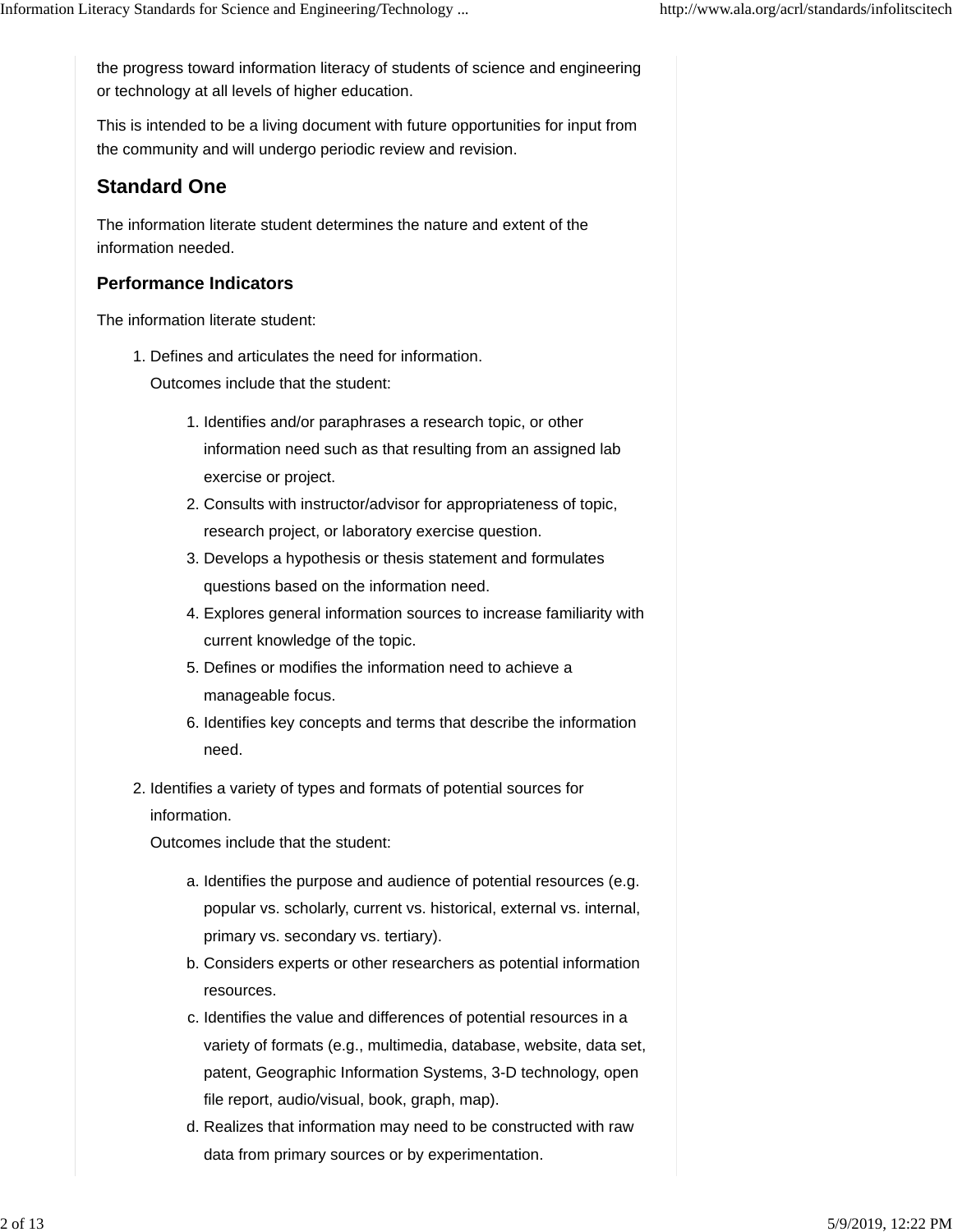the progress toward information literacy of students of science and engineering or technology at all levels of higher education.

This is intended to be a living document with future opportunities for input from the community and will undergo periodic review and revision.

## Standard One

The information literate student determines the nature and extent of the information needed.

### Performance Indicators

The information literate student:

1. Defines and articulates the need for information.
   Outcomes include that the student:

   1. Identifies and/or paraphrases a research topic, or other information need such as that resulting from an assigned lab exercise or project.
   2. Consults with instructor/advisor for appropriateness of topic, research project, or laboratory exercise question.
   3. Develops a hypothesis or thesis statement and formulates questions based on the information need.
   4. Explores general information sources to increase familiarity with current knowledge of the topic.
   5. Defines or modifies the information need to achieve a manageable focus.
   6. Identifies key concepts and terms that describe the information need.

2. Identifies a variety of types and formats of potential sources for information.
   Outcomes include that the student:

   a. Identifies the purpose and audience of potential resources (e.g. popular vs. scholarly, current vs. historical, external vs. internal, primary vs. secondary vs. tertiary).
   b. Considers experts or other researchers as potential information resources.
   c. Identifies the value and differences of potential resources in a variety of formats (e.g., multimedia, database, website, data set, patent, Geographic Information Systems, 3-D technology, open file report, audio/visual, book, graph, map).
   d. Realizes that information may need to be constructed with raw data from primary sources or by experimentation.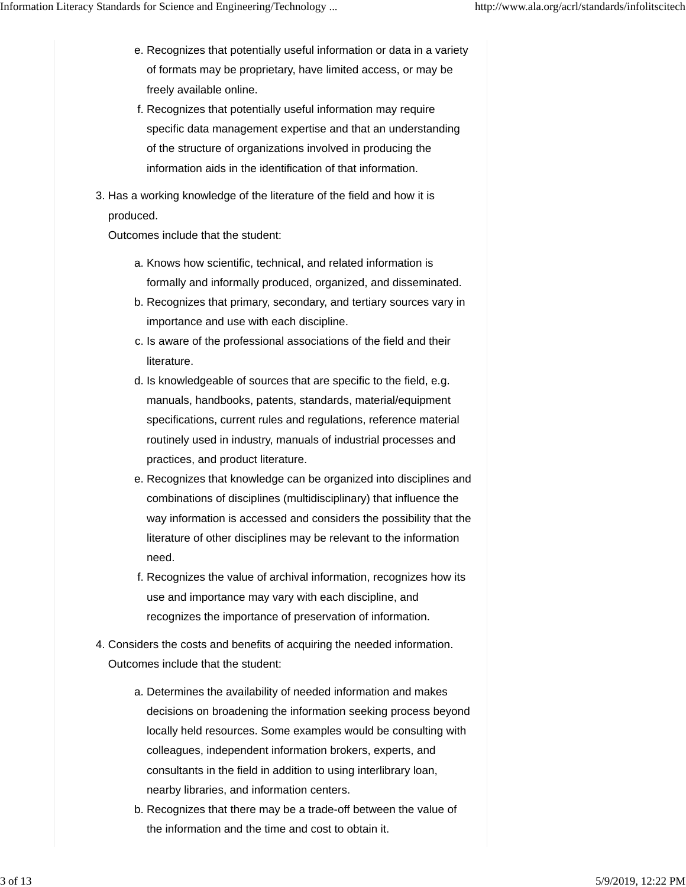e. Recognizes that potentially useful information or data in a variety of formats may be proprietary, have limited access, or may be freely available online.
f. Recognizes that potentially useful information may require specific data management expertise and that an understanding of the structure of organizations involved in producing the information aids in the identification of that information.

3. Has a working knowledge of the literature of the field and how it is produced.
   Outcomes include that the student:

   a. Knows how scientific, technical, and related information is formally and informally produced, organized, and disseminated.
   b. Recognizes that primary, secondary, and tertiary sources vary in importance and use with each discipline.
   c. Is aware of the professional associations of the field and their literature.
   d. Is knowledgeable of sources that are specific to the field, e.g. manuals, handbooks, patents, standards, material/equipment specifications, current rules and regulations, reference material routinely used in industry, manuals of industrial processes and practices, and product literature.
   e. Recognizes that knowledge can be organized into disciplines and combinations of disciplines (multidisciplinary) that influence the way information is accessed and considers the possibility that the literature of other disciplines may be relevant to the information need.
   f. Recognizes the value of archival information, recognizes how its use and importance may vary with each discipline, and recognizes the importance of preservation of information.

4. Considers the costs and benefits of acquiring the needed information.
   Outcomes include that the student:

   a. Determines the availability of needed information and makes decisions on broadening the information seeking process beyond locally held resources. Some examples would be consulting with colleagues, independent information brokers, experts, and consultants in the field in addition to using interlibrary loan, nearby libraries, and information centers.
   b. Recognizes that there may be a trade-off between the value of the information and the time and cost to obtain it.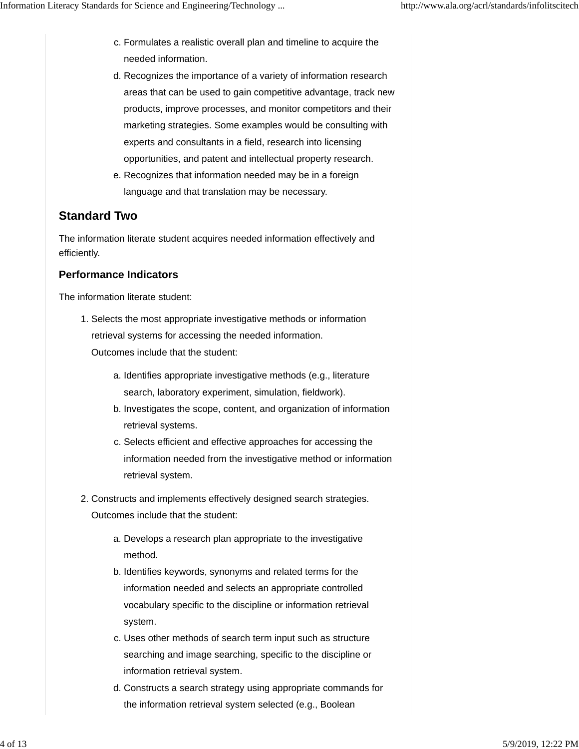c. Formulates a realistic overall plan and timeline to acquire the needed information.
d. Recognizes the importance of a variety of information research areas that can be used to gain competitive advantage, track new products, improve processes, and monitor competitors and their marketing strategies. Some examples would be consulting with experts and consultants in a field, research into licensing opportunities, and patent and intellectual property research.
e. Recognizes that information needed may be in a foreign language and that translation may be necessary.

## Standard Two

The information literate student acquires needed information effectively and efficiently.

### Performance Indicators

The information literate student:

1. Selects the most appropriate investigative methods or information retrieval systems for accessing the needed information.
   Outcomes include that the student:

   a. Identifies appropriate investigative methods (e.g., literature search, laboratory experiment, simulation, fieldwork).
   b. Investigates the scope, content, and organization of information retrieval systems.
   c. Selects efficient and effective approaches for accessing the information needed from the investigative method or information retrieval system.

2. Constructs and implements effectively designed search strategies.
   Outcomes include that the student:

   a. Develops a research plan appropriate to the investigative method.
   b. Identifies keywords, synonyms and related terms for the information needed and selects an appropriate controlled vocabulary specific to the discipline or information retrieval system.
   c. Uses other methods of search term input such as structure searching and image searching, specific to the discipline or information retrieval system.
   d. Constructs a search strategy using appropriate commands for the information retrieval system selected (e.g., Boolean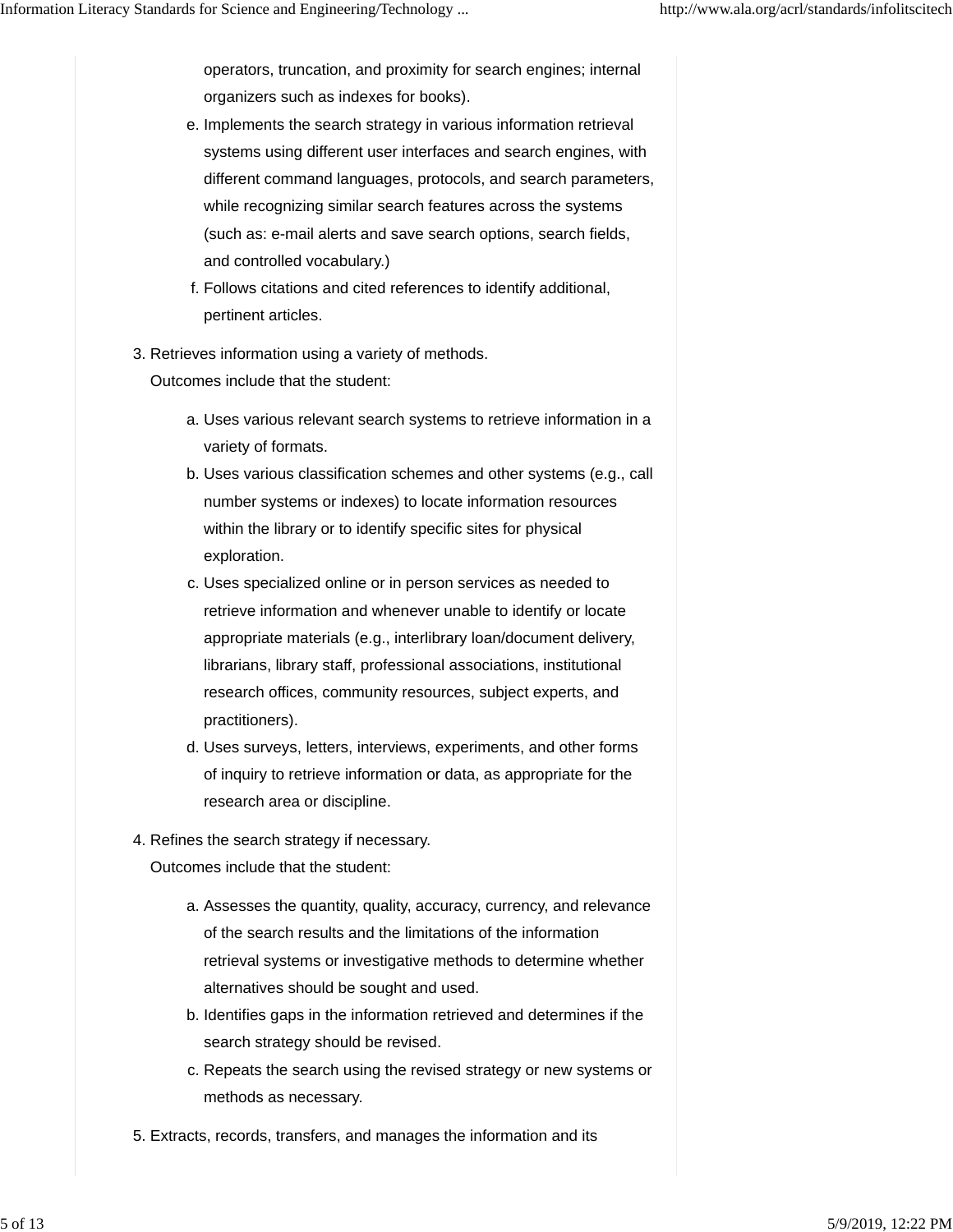operators, truncation, and proximity for search engines; internal organizers such as indexes for books).

e. Implements the search strategy in various information retrieval systems using different user interfaces and search engines, with different command languages, protocols, and search parameters, while recognizing similar search features across the systems (such as: e-mail alerts and save search options, search fields, and controlled vocabulary.)
f. Follows citations and cited references to identify additional, pertinent articles.

3. Retrieves information using a variety of methods.
   Outcomes include that the student:

   a. Uses various relevant search systems to retrieve information in a variety of formats.
   b. Uses various classification schemes and other systems (e.g., call number systems or indexes) to locate information resources within the library or to identify specific sites for physical exploration.
   c. Uses specialized online or in person services as needed to retrieve information and whenever unable to identify or locate appropriate materials (e.g., interlibrary loan/document delivery, librarians, library staff, professional associations, institutional research offices, community resources, subject experts, and practitioners).
   d. Uses surveys, letters, interviews, experiments, and other forms of inquiry to retrieve information or data, as appropriate for the research area or discipline.

4. Refines the search strategy if necessary.
   Outcomes include that the student:

   a. Assesses the quantity, quality, accuracy, currency, and relevance of the search results and the limitations of the information retrieval systems or investigative methods to determine whether alternatives should be sought and used.
   b. Identifies gaps in the information retrieved and determines if the search strategy should be revised.
   c. Repeats the search using the revised strategy or new systems or methods as necessary.

5. Extracts, records, transfers, and manages the information and its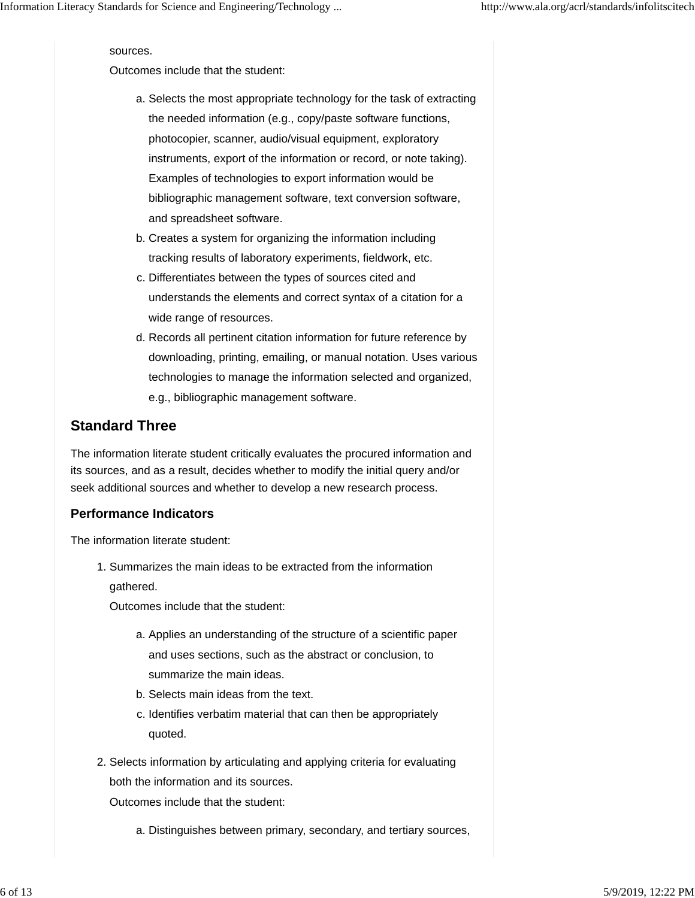sources.

Outcomes include that the student:

a. Selects the most appropriate technology for the task of extracting the needed information (e.g., copy/paste software functions, photocopier, scanner, audio/visual equipment, exploratory instruments, export of the information or record, or note taking). Examples of technologies to export information would be bibliographic management software, text conversion software, and spreadsheet software.
b. Creates a system for organizing the information including tracking results of laboratory experiments, fieldwork, etc.
c. Differentiates between the types of sources cited and understands the elements and correct syntax of a citation for a wide range of resources.
d. Records all pertinent citation information for future reference by downloading, printing, emailing, or manual notation. Uses various technologies to manage the information selected and organized, e.g., bibliographic management software.

## Standard Three

The information literate student critically evaluates the procured information and its sources, and as a result, decides whether to modify the initial query and/or seek additional sources and whether to develop a new research process.

### Performance Indicators

The information literate student:

1. Summarizes the main ideas to be extracted from the information gathered.

   Outcomes include that the student:

   a. Applies an understanding of the structure of a scientific paper and uses sections, such as the abstract or conclusion, to summarize the main ideas.
   b. Selects main ideas from the text.
   c. Identifies verbatim material that can then be appropriately quoted.

2. Selects information by articulating and applying criteria for evaluating both the information and its sources.

   Outcomes include that the student:

   a. Distinguishes between primary, secondary, and tertiary sources,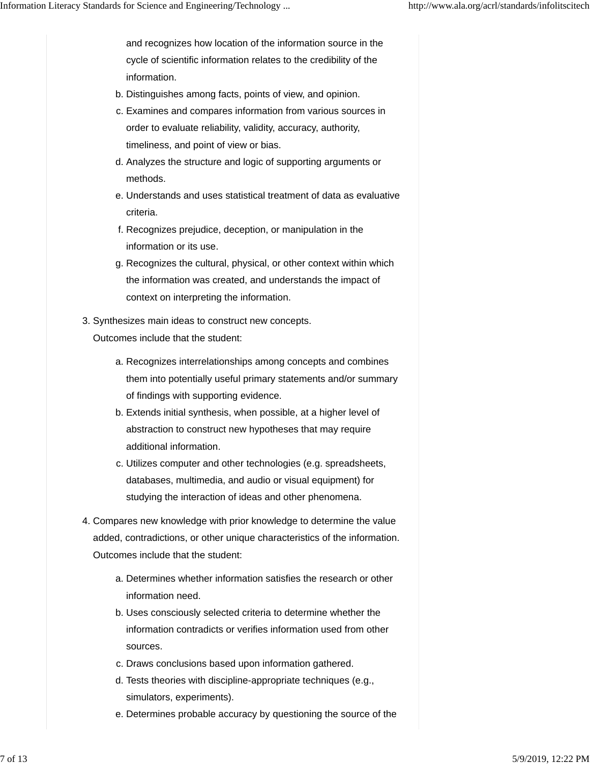and recognizes how location of the information source in the cycle of scientific information relates to the credibility of the information.

b. Distinguishes among facts, points of view, and opinion.
c. Examines and compares information from various sources in order to evaluate reliability, validity, accuracy, authority, timeliness, and point of view or bias.
d. Analyzes the structure and logic of supporting arguments or methods.
e. Understands and uses statistical treatment of data as evaluative criteria.
f. Recognizes prejudice, deception, or manipulation in the information or its use.
g. Recognizes the cultural, physical, or other context within which the information was created, and understands the impact of context on interpreting the information.

3. Synthesizes main ideas to construct new concepts.
   Outcomes include that the student:

   a. Recognizes interrelationships among concepts and combines them into potentially useful primary statements and/or summary of findings with supporting evidence.
   b. Extends initial synthesis, when possible, at a higher level of abstraction to construct new hypotheses that may require additional information.
   c. Utilizes computer and other technologies (e.g. spreadsheets, databases, multimedia, and audio or visual equipment) for studying the interaction of ideas and other phenomena.

4. Compares new knowledge with prior knowledge to determine the value added, contradictions, or other unique characteristics of the information.
   Outcomes include that the student:

   a. Determines whether information satisfies the research or other information need.
   b. Uses consciously selected criteria to determine whether the information contradicts or verifies information used from other sources.
   c. Draws conclusions based upon information gathered.
   d. Tests theories with discipline-appropriate techniques (e.g., simulators, experiments).
   e. Determines probable accuracy by questioning the source of the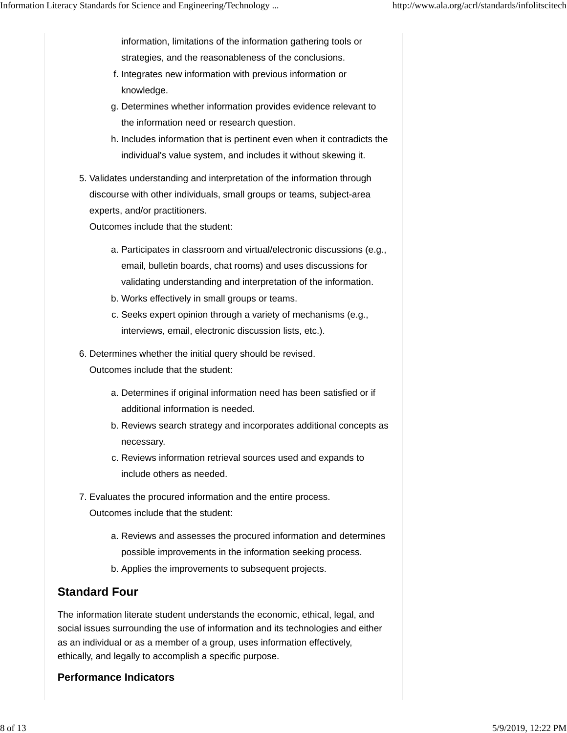information, limitations of the information gathering tools or strategies, and the reasonableness of the conclusions.
   f. Integrates new information with previous information or knowledge.
   g. Determines whether information provides evidence relevant to the information need or research question.
   h. Includes information that is pertinent even when it contradicts the individual's value system, and includes it without skewing it.

5. Validates understanding and interpretation of the information through discourse with other individuals, small groups or teams, subject-area experts, and/or practitioners.
   Outcomes include that the student:

   a. Participates in classroom and virtual/electronic discussions (e.g., email, bulletin boards, chat rooms) and uses discussions for validating understanding and interpretation of the information.
   b. Works effectively in small groups or teams.
   c. Seeks expert opinion through a variety of mechanisms (e.g., interviews, email, electronic discussion lists, etc.).

6. Determines whether the initial query should be revised.
   Outcomes include that the student:

   a. Determines if original information need has been satisfied or if additional information is needed.
   b. Reviews search strategy and incorporates additional concepts as necessary.
   c. Reviews information retrieval sources used and expands to include others as needed.

7. Evaluates the procured information and the entire process.
   Outcomes include that the student:

   a. Reviews and assesses the procured information and determines possible improvements in the information seeking process.
   b. Applies the improvements to subsequent projects.

## Standard Four

The information literate student understands the economic, ethical, legal, and social issues surrounding the use of information and its technologies and either as an individual or as a member of a group, uses information effectively, ethically, and legally to accomplish a specific purpose.

### Performance Indicators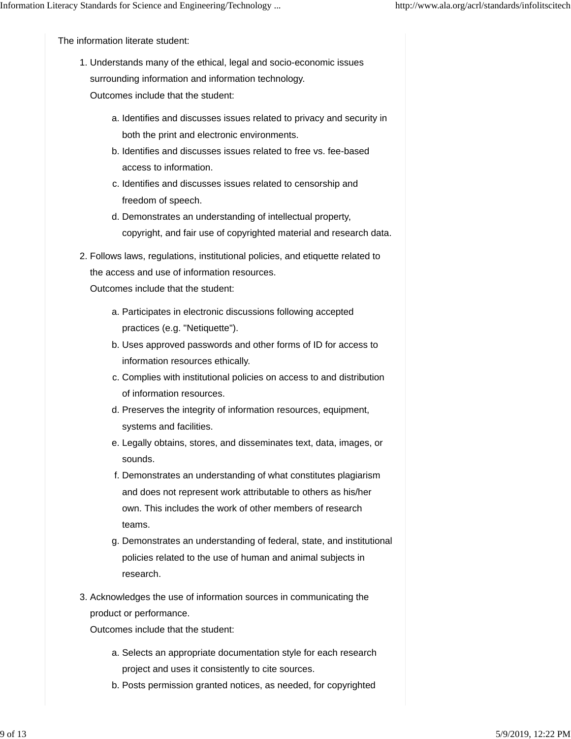The information literate student:

1. Understands many of the ethical, legal and socio-economic issues surrounding information and information technology.
   Outcomes include that the student:

   a. Identifies and discusses issues related to privacy and security in both the print and electronic environments.
   b. Identifies and discusses issues related to free vs. fee-based access to information.
   c. Identifies and discusses issues related to censorship and freedom of speech.
   d. Demonstrates an understanding of intellectual property, copyright, and fair use of copyrighted material and research data.

2. Follows laws, regulations, institutional policies, and etiquette related to the access and use of information resources.
   Outcomes include that the student:

   a. Participates in electronic discussions following accepted practices (e.g. "Netiquette").
   b. Uses approved passwords and other forms of ID for access to information resources ethically.
   c. Complies with institutional policies on access to and distribution of information resources.
   d. Preserves the integrity of information resources, equipment, systems and facilities.
   e. Legally obtains, stores, and disseminates text, data, images, or sounds.
   f. Demonstrates an understanding of what constitutes plagiarism and does not represent work attributable to others as his/her own. This includes the work of other members of research teams.
   g. Demonstrates an understanding of federal, state, and institutional policies related to the use of human and animal subjects in research.

3. Acknowledges the use of information sources in communicating the product or performance.
   Outcomes include that the student:

   a. Selects an appropriate documentation style for each research project and uses it consistently to cite sources.
   b. Posts permission granted notices, as needed, for copyrighted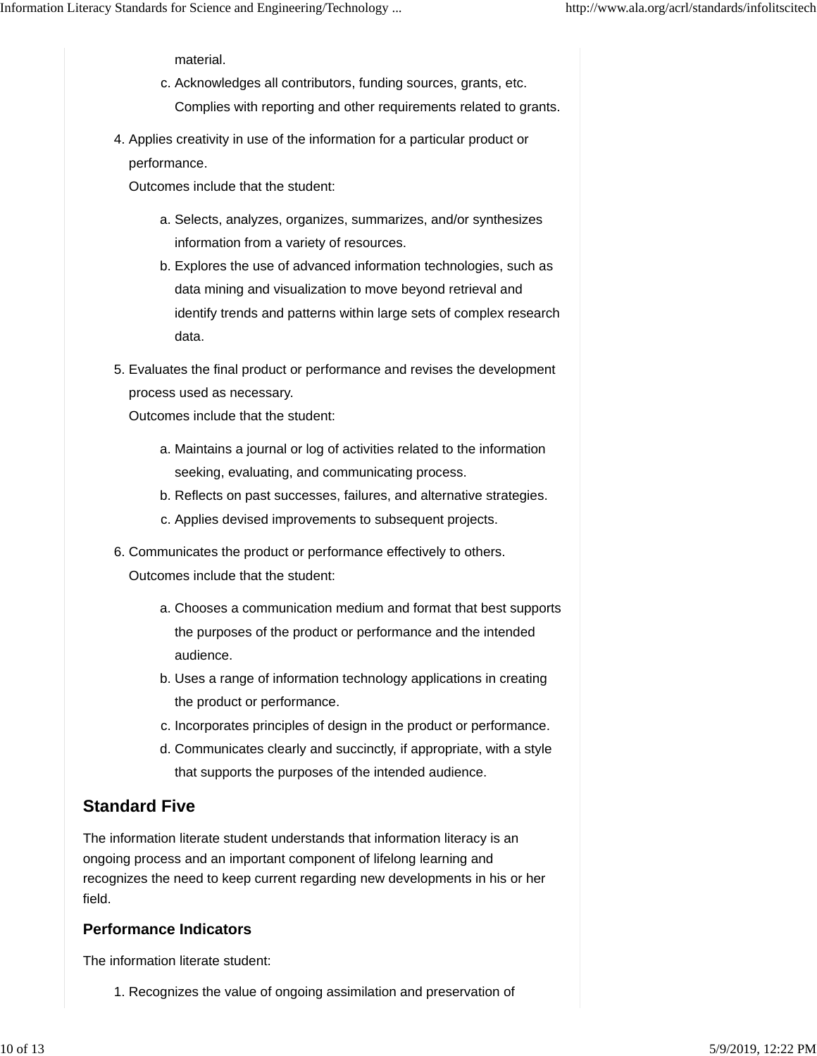material.

   c. Acknowledges all contributors, funding sources, grants, etc. Complies with reporting and other requirements related to grants.

4. Applies creativity in use of the information for a particular product or performance.
   Outcomes include that the student:

   a. Selects, analyzes, organizes, summarizes, and/or synthesizes information from a variety of resources.
   b. Explores the use of advanced information technologies, such as data mining and visualization to move beyond retrieval and identify trends and patterns within large sets of complex research data.

5. Evaluates the final product or performance and revises the development process used as necessary.
   Outcomes include that the student:

   a. Maintains a journal or log of activities related to the information seeking, evaluating, and communicating process.
   b. Reflects on past successes, failures, and alternative strategies.
   c. Applies devised improvements to subsequent projects.

6. Communicates the product or performance effectively to others.
   Outcomes include that the student:

   a. Chooses a communication medium and format that best supports the purposes of the product or performance and the intended audience.
   b. Uses a range of information technology applications in creating the product or performance.
   c. Incorporates principles of design in the product or performance.
   d. Communicates clearly and succinctly, if appropriate, with a style that supports the purposes of the intended audience.

## Standard Five

The information literate student understands that information literacy is an ongoing process and an important component of lifelong learning and recognizes the need to keep current regarding new developments in his or her field.

### Performance Indicators

The information literate student:

1. Recognizes the value of ongoing assimilation and preservation of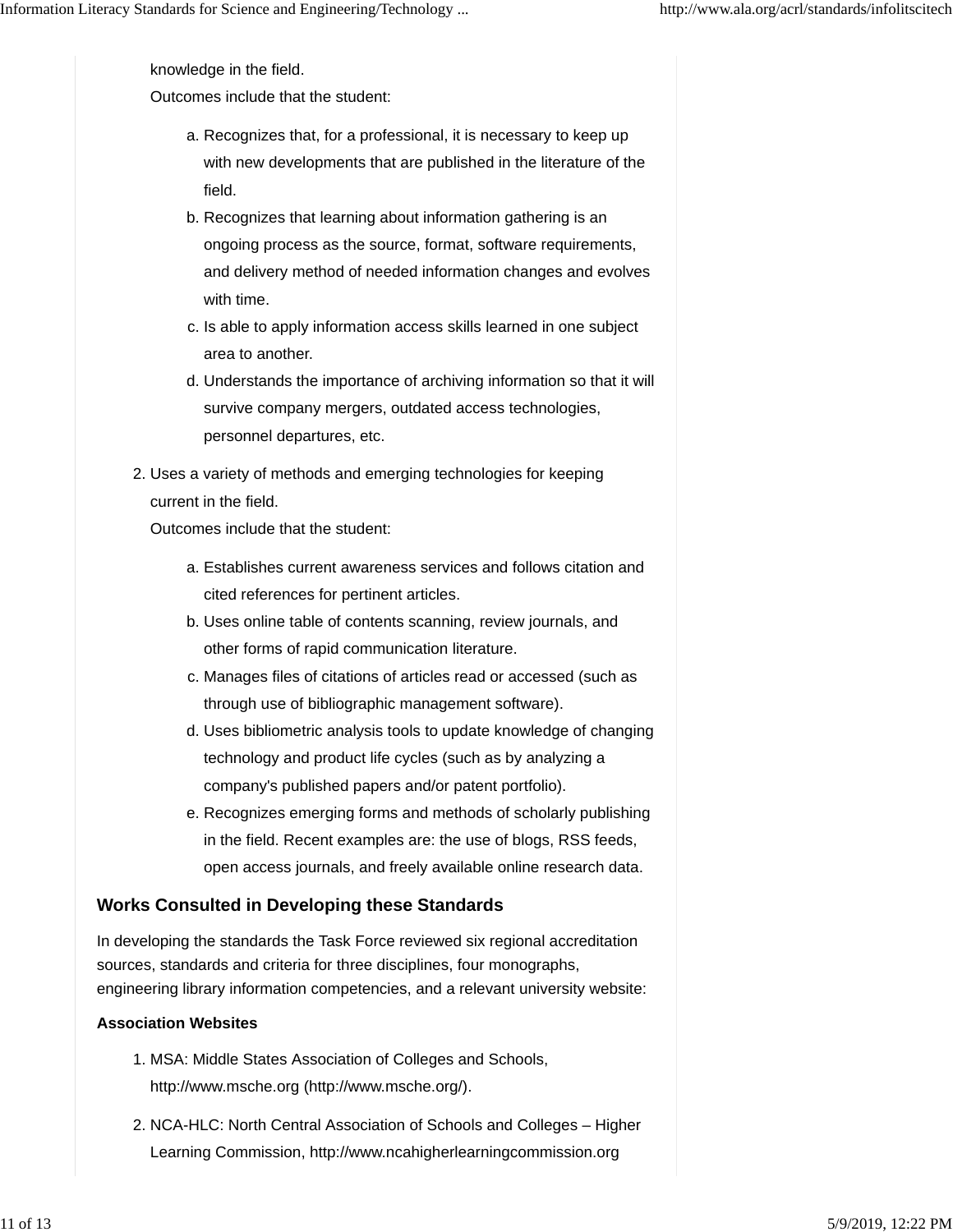knowledge in the field.

Outcomes include that the student:

a. Recognizes that, for a professional, it is necessary to keep up with new developments that are published in the literature of the field.
b. Recognizes that learning about information gathering is an ongoing process as the source, format, software requirements, and delivery method of needed information changes and evolves with time.
c. Is able to apply information access skills learned in one subject area to another.
d. Understands the importance of archiving information so that it will survive company mergers, outdated access technologies, personnel departures, etc.

2. Uses a variety of methods and emerging technologies for keeping current in the field.

   Outcomes include that the student:

   a. Establishes current awareness services and follows citation and cited references for pertinent articles.
   b. Uses online table of contents scanning, review journals, and other forms of rapid communication literature.
   c. Manages files of citations of articles read or accessed (such as through use of bibliographic management software).
   d. Uses bibliometric analysis tools to update knowledge of changing technology and product life cycles (such as by analyzing a company's published papers and/or patent portfolio).
   e. Recognizes emerging forms and methods of scholarly publishing in the field. Recent examples are: the use of blogs, RSS feeds, open access journals, and freely available online research data.

## Works Consulted in Developing these Standards

In developing the standards the Task Force reviewed six regional accreditation sources, standards and criteria for three disciplines, four monographs, engineering library information competencies, and a relevant university website:

**Association Websites**

1. MSA: Middle States Association of Colleges and Schools, http://www.msche.org (http://www.msche.org/).

2. NCA-HLC: North Central Association of Schools and Colleges – Higher Learning Commission, http://www.ncahigherlearningcommission.org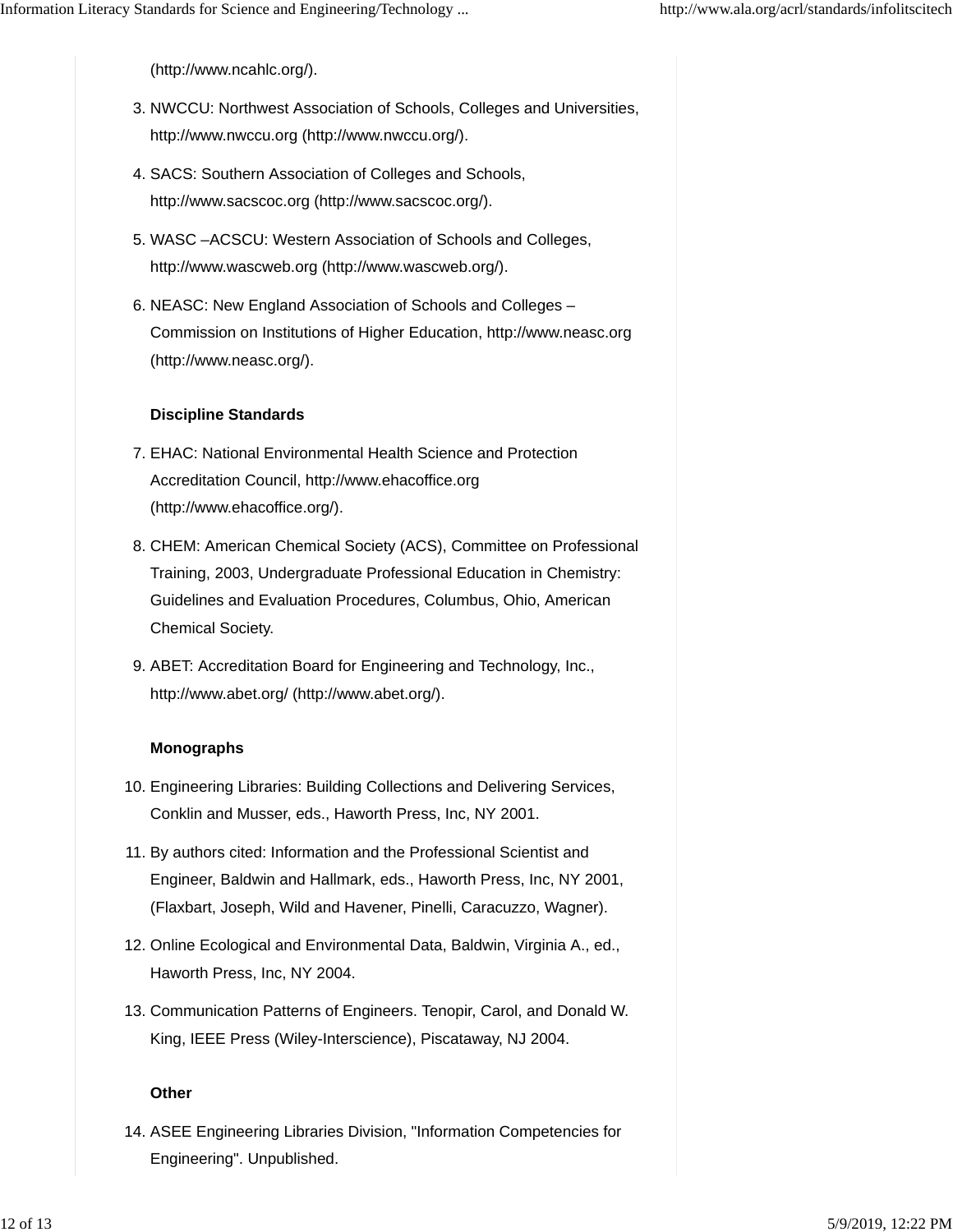(http://www.ncahlc.org/).

3. NWCCU: Northwest Association of Schools, Colleges and Universities, http://www.nwccu.org (http://www.nwccu.org/).
4. SACS: Southern Association of Colleges and Schools, http://www.sacscoc.org (http://www.sacscoc.org/).
5. WASC –ACSCU: Western Association of Schools and Colleges, http://www.wascweb.org (http://www.wascweb.org/).
6. NEASC: New England Association of Schools and Colleges – Commission on Institutions of Higher Education, http://www.neasc.org (http://www.neasc.org/).

**Discipline Standards**

7. EHAC: National Environmental Health Science and Protection Accreditation Council, http://www.ehacoffice.org (http://www.ehacoffice.org/).
8. CHEM: American Chemical Society (ACS), Committee on Professional Training, 2003, Undergraduate Professional Education in Chemistry: Guidelines and Evaluation Procedures, Columbus, Ohio, American Chemical Society.
9. ABET: Accreditation Board for Engineering and Technology, Inc., http://www.abet.org/ (http://www.abet.org/).

**Monographs**

10. Engineering Libraries: Building Collections and Delivering Services, Conklin and Musser, eds., Haworth Press, Inc, NY 2001.
11. By authors cited: Information and the Professional Scientist and Engineer, Baldwin and Hallmark, eds., Haworth Press, Inc, NY 2001, (Flaxbart, Joseph, Wild and Havener, Pinelli, Caracuzzo, Wagner).
12. Online Ecological and Environmental Data, Baldwin, Virginia A., ed., Haworth Press, Inc, NY 2004.
13. Communication Patterns of Engineers. Tenopir, Carol, and Donald W. King, IEEE Press (Wiley-Interscience), Piscataway, NJ 2004.

**Other**

14. ASEE Engineering Libraries Division, "Information Competencies for Engineering". Unpublished.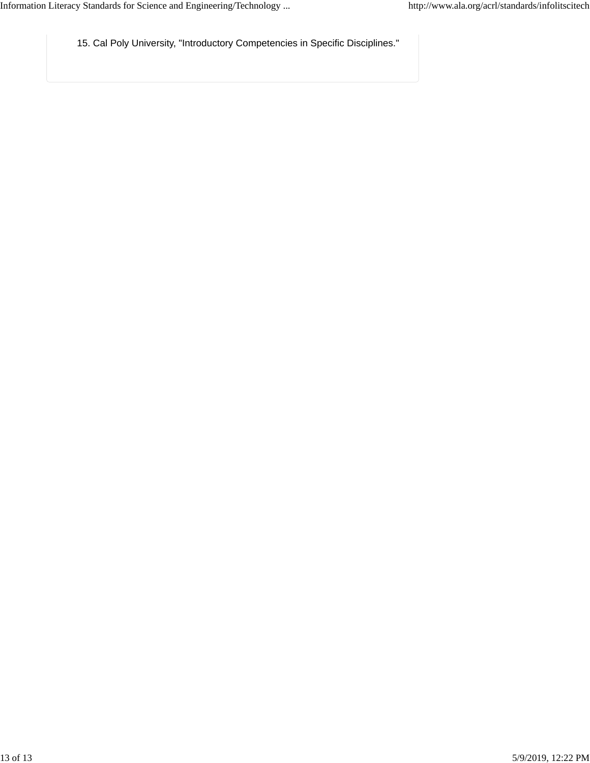15. Cal Poly University, "Introductory Competencies in Specific Disciplines."